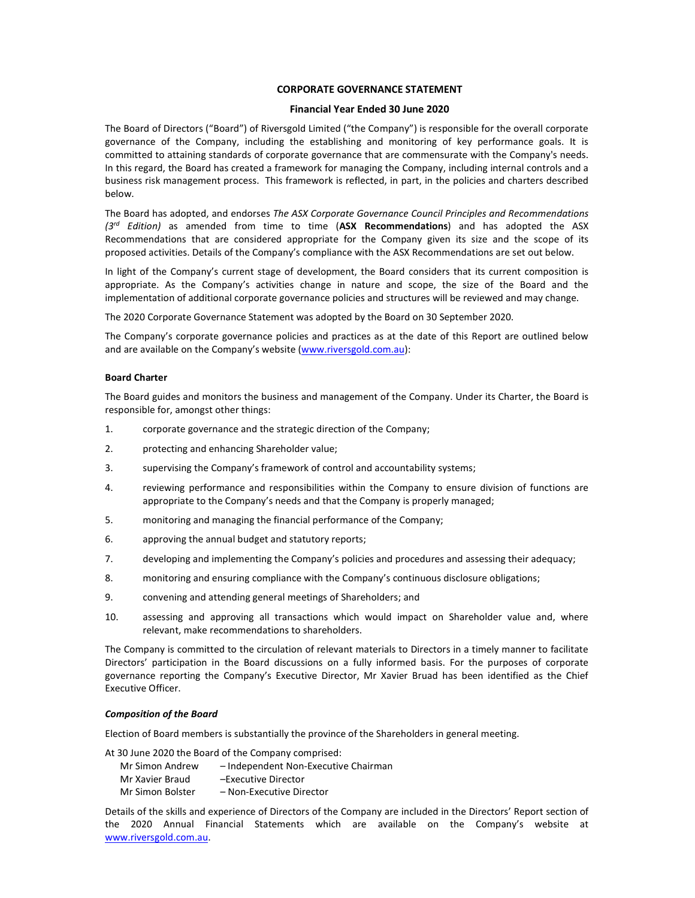# CORPORATE GOVERNANCE STATEMENT

## Financial Year Ended 30 June 2020

The Board of Directors ("Board") of Riversgold Limited ("the Company") is responsible for the overall corporate governance of the Company, including the establishing and monitoring of key performance goals. It is committed to attaining standards of corporate governance that are commensurate with the Company's needs. In this regard, the Board has created a framework for managing the Company, including internal controls and a business risk management process. This framework is reflected, in part, in the policies and charters described below.

The Board has adopted, and endorses *The ASX Corporate Governance Council Principles and Recommendations (3rd Edition)* as amended from time to time (**ASX Recommendations**) and has adopted the ASX Recommendations that are considered appropriate for the Company given its size and the scope of its proposed activities. Details of the Company's compliance with the ASX Recommendations are set out below.

In light of the Company's current stage of development, the Board considers that its current composition is appropriate. As the Company's activities change in nature and scope, the size of the Board and the implementation of additional corporate governance policies and structures will be reviewed and may change.

The 2020 Corporate Governance Statement was adopted by the Board on 30 September 2020.

The Company's corporate governance policies and practices as at the date of this Report are outlined below and are available on the Company's website (www.riversgold.com.au):

### Board Charter

The Board guides and monitors the business and management of the Company. Under its Charter, the Board is responsible for, amongst other things:

1. corporate governance and the strategic direction of the Company;
2. protecting and enhancing Shareholder value;
3. supervising the Company's framework of control and accountability systems;
4. reviewing performance and responsibilities within the Company to ensure division of functions are appropriate to the Company's needs and that the Company is properly managed;
5. monitoring and managing the financial performance of the Company;
6. approving the annual budget and statutory reports;
7. developing and implementing the Company's policies and procedures and assessing their adequacy;
8. monitoring and ensuring compliance with the Company's continuous disclosure obligations;
9. convening and attending general meetings of Shareholders; and
10. assessing and approving all transactions which would impact on Shareholder value and, where relevant, make recommendations to shareholders.

The Company is committed to the circulation of relevant materials to Directors in a timely manner to facilitate Directors' participation in the Board discussions on a fully informed basis. For the purposes of corporate governance reporting the Company's Executive Director, Mr Xavier Bruad has been identified as the Chief Executive Officer.

#### *Composition of the Board*

Election of Board members is substantially the province of the Shareholders in general meeting.

At 30 June 2020 the Board of the Company comprised:

- Mr Simon Andrew – Independent Non-Executive Chairman
- Mr Xavier Braud –Executive Director
- Mr Simon Bolster – Non-Executive Director

Details of the skills and experience of Directors of the Company are included in the Directors' Report section of the 2020 Annual Financial Statements which are available on the Company's website at www.riversgold.com.au.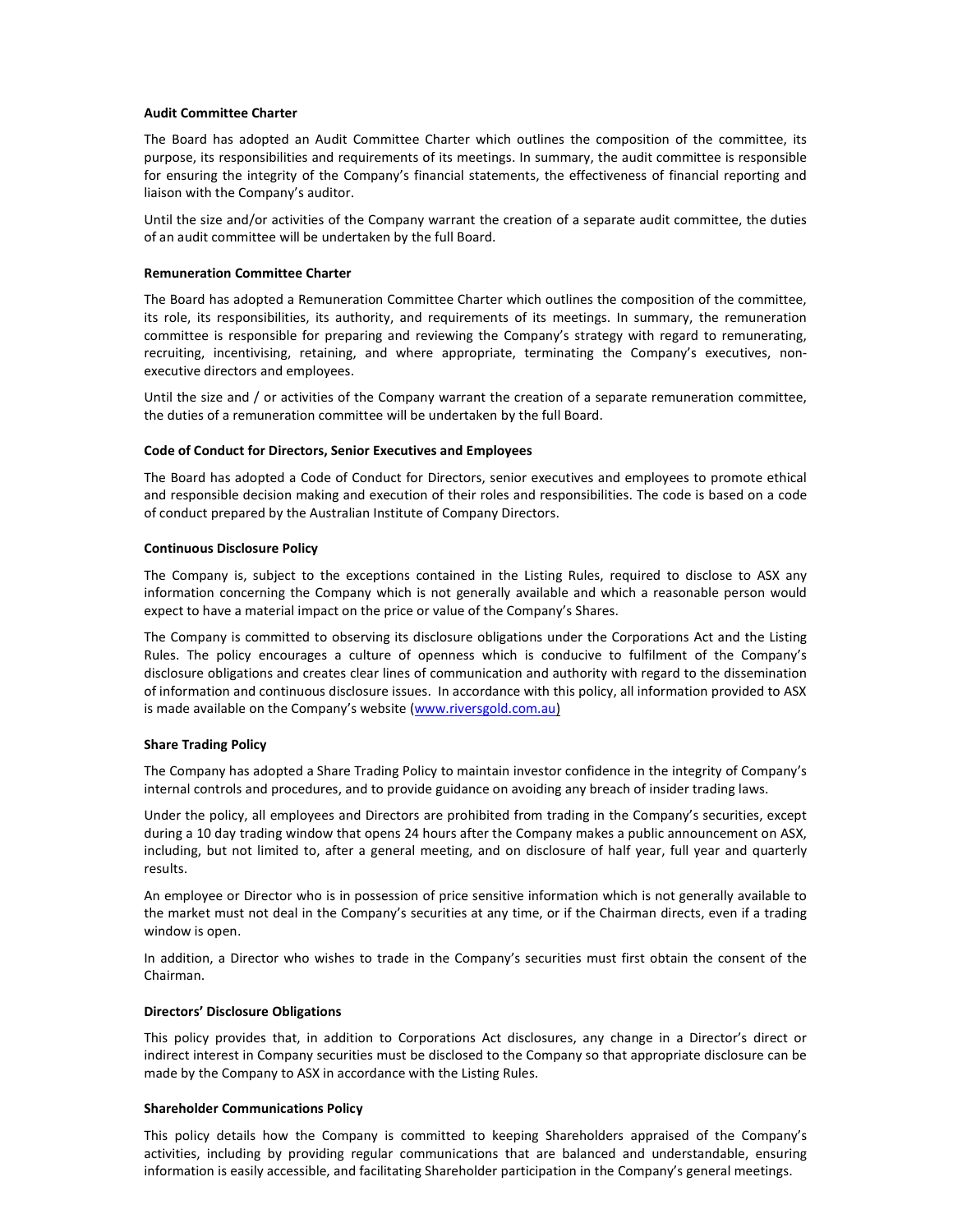**Audit Committee Charter**

The Board has adopted an Audit Committee Charter which outlines the composition of the committee, its purpose, its responsibilities and requirements of its meetings. In summary, the audit committee is responsible for ensuring the integrity of the Company's financial statements, the effectiveness of financial reporting and liaison with the Company's auditor.

Until the size and/or activities of the Company warrant the creation of a separate audit committee, the duties of an audit committee will be undertaken by the full Board.

**Remuneration Committee Charter**

The Board has adopted a Remuneration Committee Charter which outlines the composition of the committee, its role, its responsibilities, its authority, and requirements of its meetings. In summary, the remuneration committee is responsible for preparing and reviewing the Company's strategy with regard to remunerating, recruiting, incentivising, retaining, and where appropriate, terminating the Company's executives, non-executive directors and employees.

Until the size and / or activities of the Company warrant the creation of a separate remuneration committee, the duties of a remuneration committee will be undertaken by the full Board.

**Code of Conduct for Directors, Senior Executives and Employees**

The Board has adopted a Code of Conduct for Directors, senior executives and employees to promote ethical and responsible decision making and execution of their roles and responsibilities. The code is based on a code of conduct prepared by the Australian Institute of Company Directors.

**Continuous Disclosure Policy**

The Company is, subject to the exceptions contained in the Listing Rules, required to disclose to ASX any information concerning the Company which is not generally available and which a reasonable person would expect to have a material impact on the price or value of the Company's Shares.

The Company is committed to observing its disclosure obligations under the Corporations Act and the Listing Rules. The policy encourages a culture of openness which is conducive to fulfilment of the Company's disclosure obligations and creates clear lines of communication and authority with regard to the dissemination of information and continuous disclosure issues. In accordance with this policy, all information provided to ASX is made available on the Company's website (www.riversgold.com.au)

**Share Trading Policy**

The Company has adopted a Share Trading Policy to maintain investor confidence in the integrity of Company's internal controls and procedures, and to provide guidance on avoiding any breach of insider trading laws.

Under the policy, all employees and Directors are prohibited from trading in the Company's securities, except during a 10 day trading window that opens 24 hours after the Company makes a public announcement on ASX, including, but not limited to, after a general meeting, and on disclosure of half year, full year and quarterly results.

An employee or Director who is in possession of price sensitive information which is not generally available to the market must not deal in the Company's securities at any time, or if the Chairman directs, even if a trading window is open.

In addition, a Director who wishes to trade in the Company's securities must first obtain the consent of the Chairman.

**Directors' Disclosure Obligations**

This policy provides that, in addition to Corporations Act disclosures, any change in a Director's direct or indirect interest in Company securities must be disclosed to the Company so that appropriate disclosure can be made by the Company to ASX in accordance with the Listing Rules.

**Shareholder Communications Policy**

This policy details how the Company is committed to keeping Shareholders appraised of the Company's activities, including by providing regular communications that are balanced and understandable, ensuring information is easily accessible, and facilitating Shareholder participation in the Company's general meetings.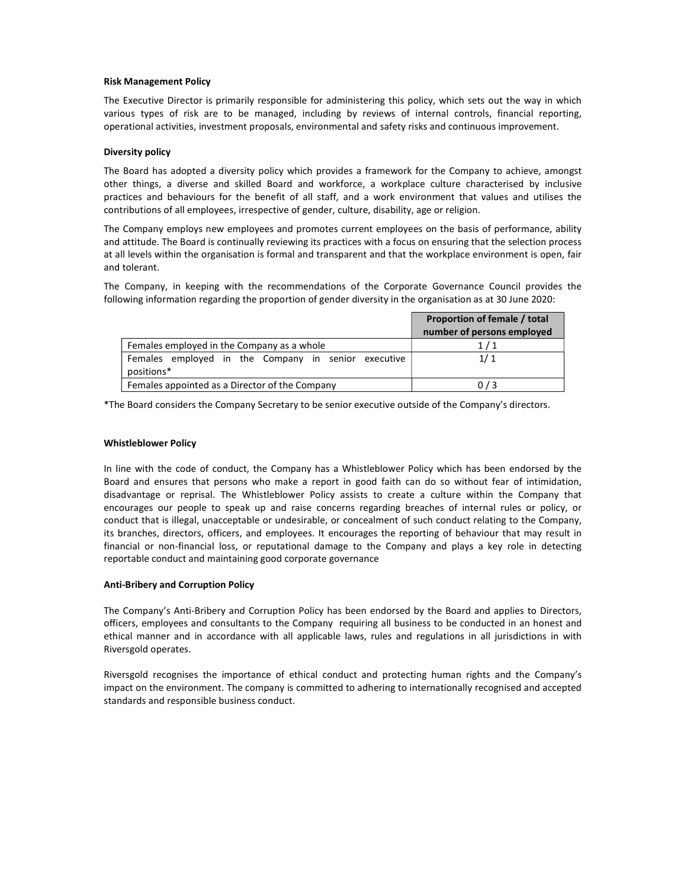**Risk Management Policy**

The Executive Director is primarily responsible for administering this policy, which sets out the way in which various types of risk are to be managed, including by reviews of internal controls, financial reporting, operational activities, investment proposals, environmental and safety risks and continuous improvement.

**Diversity policy**

The Board has adopted a diversity policy which provides a framework for the Company to achieve, amongst other things, a diverse and skilled Board and workforce, a workplace culture characterised by inclusive practices and behaviours for the benefit of all staff, and a work environment that values and utilises the contributions of all employees, irrespective of gender, culture, disability, age or religion.

The Company employs new employees and promotes current employees on the basis of performance, ability and attitude. The Board is continually reviewing its practices with a focus on ensuring that the selection process at all levels within the organisation is formal and transparent and that the workplace environment is open, fair and tolerant.

The Company, in keeping with the recommendations of the Corporate Governance Council provides the following information regarding the proportion of gender diversity in the organisation as at 30 June 2020:

| | Proportion of female / total number of persons employed |
|---|---|
| Females employed in the Company as a whole | 1 / 1 |
| Females employed in the Company in senior executive positions* | 1/ 1 |
| Females appointed as a Director of the Company | 0 / 3 |

*The Board considers the Company Secretary to be senior executive outside of the Company's directors.

**Whistleblower Policy**

In line with the code of conduct, the Company has a Whistleblower Policy which has been endorsed by the Board and ensures that persons who make a report in good faith can do so without fear of intimidation, disadvantage or reprisal. The Whistleblower Policy assists to create a culture within the Company that encourages our people to speak up and raise concerns regarding breaches of internal rules or policy, or conduct that is illegal, unacceptable or undesirable, or concealment of such conduct relating to the Company, its branches, directors, officers, and employees. It encourages the reporting of behaviour that may result in financial or non-financial loss, or reputational damage to the Company and plays a key role in detecting reportable conduct and maintaining good corporate governance

**Anti-Bribery and Corruption Policy**

The Company's Anti-Bribery and Corruption Policy has been endorsed by the Board and applies to Directors, officers, employees and consultants to the Company requiring all business to be conducted in an honest and ethical manner and in accordance with all applicable laws, rules and regulations in all jurisdictions in with Riversgold operates.

Riversgold recognises the importance of ethical conduct and protecting human rights and the Company's impact on the environment. The company is committed to adhering to internationally recognised and accepted standards and responsible business conduct.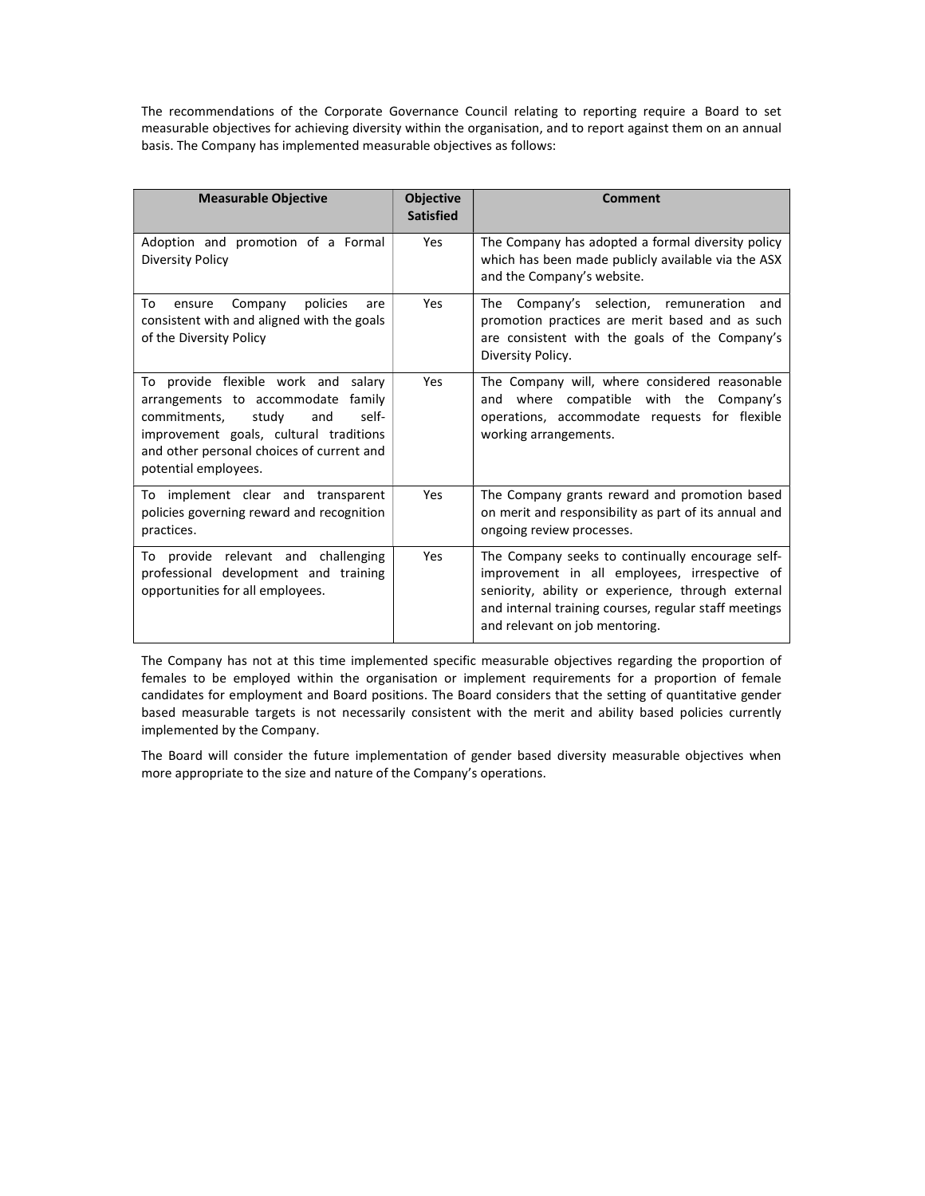The recommendations of the Corporate Governance Council relating to reporting require a Board to set measurable objectives for achieving diversity within the organisation, and to report against them on an annual basis. The Company has implemented measurable objectives as follows:

| Measurable Objective | Objective Satisfied | Comment |
|---|---|---|
| Adoption and promotion of a Formal Diversity Policy | Yes | The Company has adopted a formal diversity policy which has been made publicly available via the ASX and the Company's website. |
| To ensure Company policies are consistent with and aligned with the goals of the Diversity Policy | Yes | The Company's selection, remuneration and promotion practices are merit based and as such are consistent with the goals of the Company's Diversity Policy. |
| To provide flexible work and salary arrangements to accommodate family commitments, study and self-improvement goals, cultural traditions and other personal choices of current and potential employees. | Yes | The Company will, where considered reasonable and where compatible with the Company's operations, accommodate requests for flexible working arrangements. |
| To implement clear and transparent policies governing reward and recognition practices. | Yes | The Company grants reward and promotion based on merit and responsibility as part of its annual and ongoing review processes. |
| To provide relevant and challenging professional development and training opportunities for all employees. | Yes | The Company seeks to continually encourage self-improvement in all employees, irrespective of seniority, ability or experience, through external and internal training courses, regular staff meetings and relevant on job mentoring. |

The Company has not at this time implemented specific measurable objectives regarding the proportion of females to be employed within the organisation or implement requirements for a proportion of female candidates for employment and Board positions. The Board considers that the setting of quantitative gender based measurable targets is not necessarily consistent with the merit and ability based policies currently implemented by the Company.

The Board will consider the future implementation of gender based diversity measurable objectives when more appropriate to the size and nature of the Company's operations.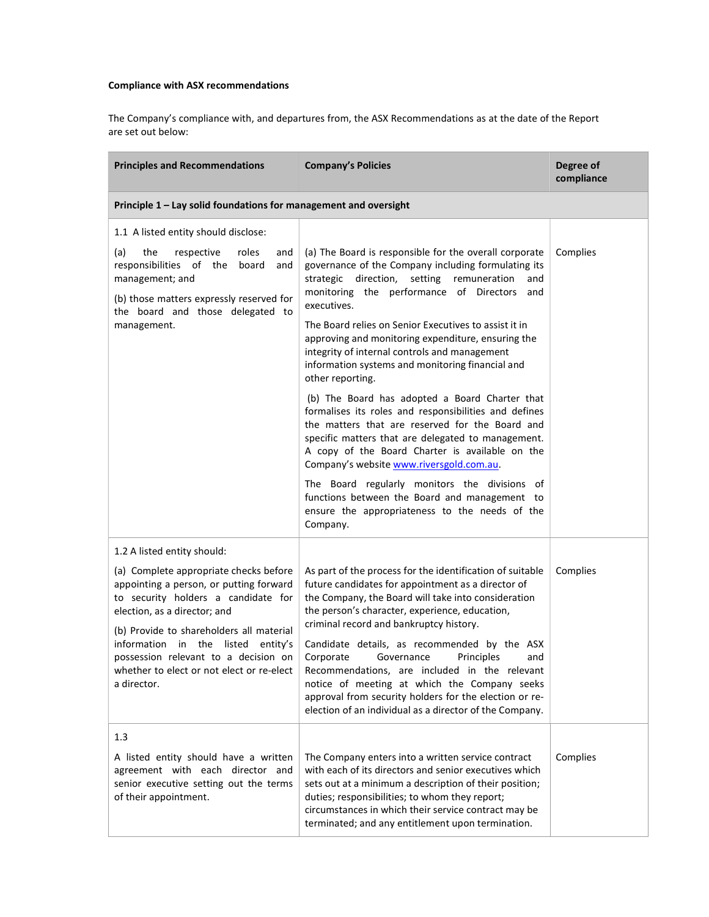**Compliance with ASX recommendations**

The Company's compliance with, and departures from, the ASX Recommendations as at the date of the Report are set out below:

| Principles and Recommendations | Company's Policies | Degree of compliance |
|---|---|---|
| **Principle 1 – Lay solid foundations for management and oversight** | | |
| 1.1 A listed entity should disclose:<br><br>(a) the respective roles and responsibilities of the board and management; and<br><br>(b) those matters expressly reserved for the board and those delegated to management. | (a) The Board is responsible for the overall corporate governance of the Company including formulating its strategic direction, setting remuneration and monitoring the performance of Directors and executives.<br><br>The Board relies on Senior Executives to assist it in approving and monitoring expenditure, ensuring the integrity of internal controls and management information systems and monitoring financial and other reporting.<br><br>(b) The Board has adopted a Board Charter that formalises its roles and responsibilities and defines the matters that are reserved for the Board and specific matters that are delegated to management. A copy of the Board Charter is available on the Company's website www.riversgold.com.au.<br><br>The Board regularly monitors the divisions of functions between the Board and management to ensure the appropriateness to the needs of the Company. | Complies |
| 1.2 A listed entity should:<br><br>(a) Complete appropriate checks before appointing a person, or putting forward to security holders a candidate for election, as a director; and<br><br>(b) Provide to shareholders all material information in the listed entity's possession relevant to a decision on whether to elect or not elect or re-elect a director. | As part of the process for the identification of suitable future candidates for appointment as a director of the Company, the Board will take into consideration the person's character, experience, education, criminal record and bankruptcy history.<br><br>Candidate details, as recommended by the ASX Corporate Governance Principles and Recommendations, are included in the relevant notice of meeting at which the Company seeks approval from security holders for the election or re-election of an individual as a director of the Company. | Complies |
| 1.3<br><br>A listed entity should have a written agreement with each director and senior executive setting out the terms of their appointment. | The Company enters into a written service contract with each of its directors and senior executives which sets out at a minimum a description of their position; duties; responsibilities; to whom they report; circumstances in which their service contract may be terminated; and any entitlement upon termination. | Complies |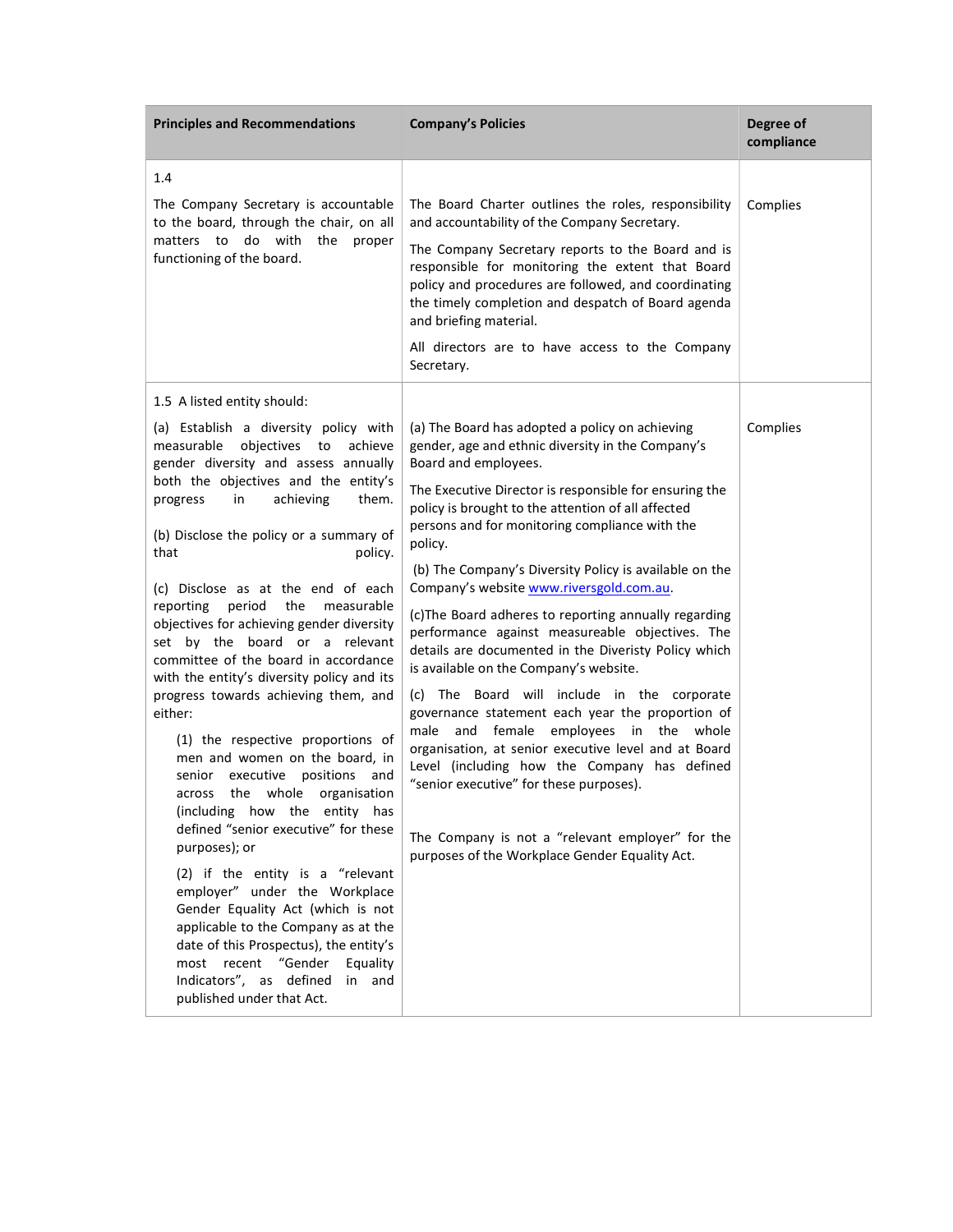| Principles and Recommendations | Company's Policies | Degree of compliance |
|---|---|---|
| 1.4<br><br>The Company Secretary is accountable to the board, through the chair, on all matters to do with the proper functioning of the board. | The Board Charter outlines the roles, responsibility and accountability of the Company Secretary.<br><br>The Company Secretary reports to the Board and is responsible for monitoring the extent that Board policy and procedures are followed, and coordinating the timely completion and despatch of Board agenda and briefing material.<br><br>All directors are to have access to the Company Secretary. | Complies |
| 1.5 A listed entity should:<br><br>(a) Establish a diversity policy with measurable objectives to achieve gender diversity and assess annually both the objectives and the entity's progress in achieving them.<br><br>(b) Disclose the policy or a summary of that policy.<br><br>(c) Disclose as at the end of each reporting period the measurable objectives for achieving gender diversity set by the board or a relevant committee of the board in accordance with the entity's diversity policy and its progress towards achieving them, and either:<br><br>(1) the respective proportions of men and women on the board, in senior executive positions and across the whole organisation (including how the entity has defined "senior executive" for these purposes); or<br><br>(2) if the entity is a "relevant employer" under the Workplace Gender Equality Act (which is not applicable to the Company as at the date of this Prospectus), the entity's most recent "Gender Equality Indicators", as defined in and published under that Act. | (a) The Board has adopted a policy on achieving gender, age and ethnic diversity in the Company's Board and employees.<br><br>The Executive Director is responsible for ensuring the policy is brought to the attention of all affected persons and for monitoring compliance with the policy.<br><br>(b) The Company's Diversity Policy is available on the Company's website www.riversgold.com.au.<br><br>(c)The Board adheres to reporting annually regarding performance against measureable objectives. The details are documented in the Diveristy Policy which is available on the Company's website.<br><br>(c) The Board will include in the corporate governance statement each year the proportion of male and female employees in the whole organisation, at senior executive level and at Board Level (including how the Company has defined "senior executive" for these purposes).<br><br>The Company is not a "relevant employer" for the purposes of the Workplace Gender Equality Act. | Complies |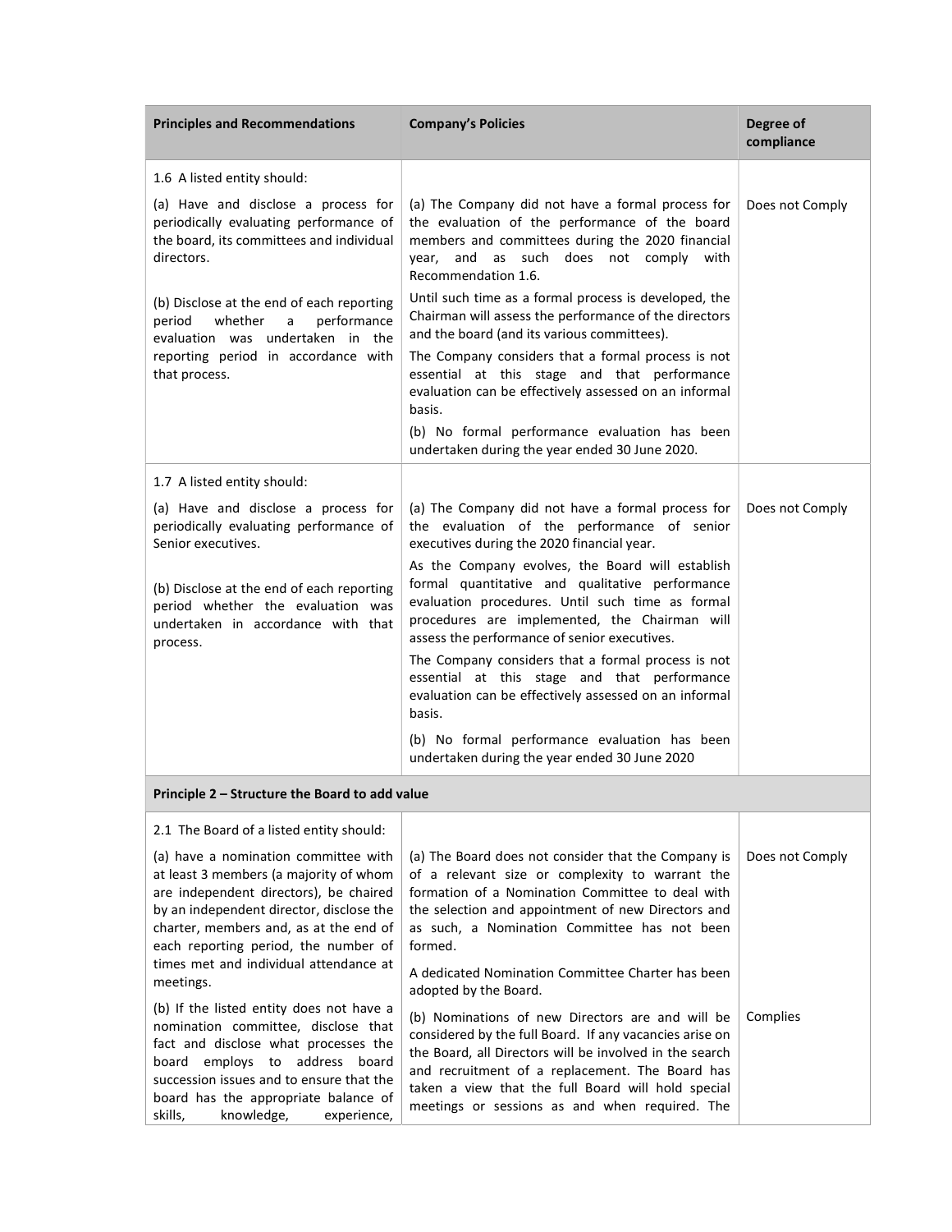| Principles and Recommendations | Company's Policies | Degree of compliance |
|---|---|---|
| 1.6 A listed entity should:<br><br>(a) Have and disclose a process for periodically evaluating performance of the board, its committees and individual directors.<br><br>(b) Disclose at the end of each reporting period whether a performance evaluation was undertaken in the reporting period in accordance with that process. | (a) The Company did not have a formal process for the evaluation of the performance of the board members and committees during the 2020 financial year, and as such does not comply with Recommendation 1.6.<br><br>Until such time as a formal process is developed, the Chairman will assess the performance of the directors and the board (and its various committees).<br><br>The Company considers that a formal process is not essential at this stage and that performance evaluation can be effectively assessed on an informal basis.<br><br>(b) No formal performance evaluation has been undertaken during the year ended 30 June 2020. | Does not Comply |
| 1.7 A listed entity should:<br><br>(a) Have and disclose a process for periodically evaluating performance of Senior executives.<br><br>(b) Disclose at the end of each reporting period whether the evaluation was undertaken in accordance with that process. | (a) The Company did not have a formal process for the evaluation of the performance of senior executives during the 2020 financial year.<br><br>As the Company evolves, the Board will establish formal quantitative and qualitative performance evaluation procedures. Until such time as formal procedures are implemented, the Chairman will assess the performance of senior executives.<br><br>The Company considers that a formal process is not essential at this stage and that performance evaluation can be effectively assessed on an informal basis.<br><br>(b) No formal performance evaluation has been undertaken during the year ended 30 June 2020 | Does not Comply |
| **Principle 2 – Structure the Board to add value** | | |
| 2.1 The Board of a listed entity should:<br><br>(a) have a nomination committee with at least 3 members (a majority of whom are independent directors), be chaired by an independent director, disclose the charter, members and, as at the end of each reporting period, the number of times met and individual attendance at meetings. | (a) The Board does not consider that the Company is of a relevant size or complexity to warrant the formation of a Nomination Committee to deal with the selection and appointment of new Directors and as such, a Nomination Committee has not been formed.<br><br>A dedicated Nomination Committee Charter has been adopted by the Board. | Does not Comply |
| (b) If the listed entity does not have a nomination committee, disclose that fact and disclose what processes the board employs to address board succession issues and to ensure that the board has the appropriate balance of skills, knowledge, experience, | (b) Nominations of new Directors are and will be considered by the full Board. If any vacancies arise on the Board, all Directors will be involved in the search and recruitment of a replacement. The Board has taken a view that the full Board will hold special meetings or sessions as and when required. The | Complies |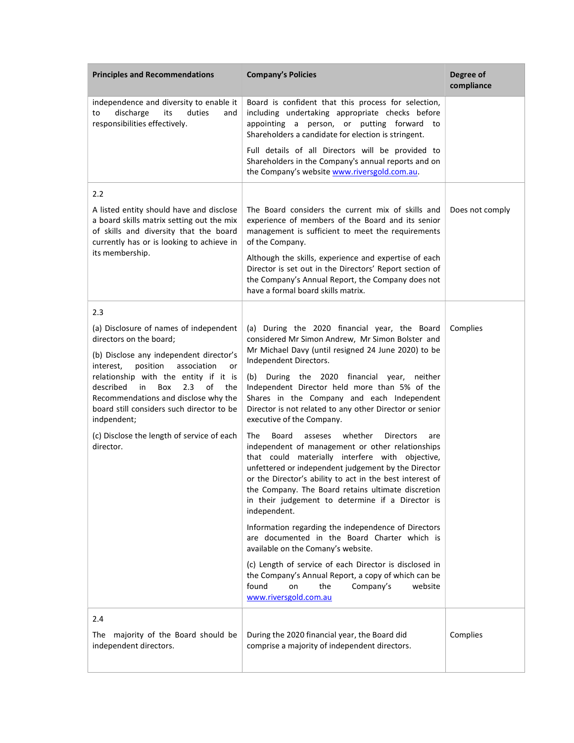| Principles and Recommendations | Company's Policies | Degree of compliance |
|---|---|---|
| independence and diversity to enable it to discharge its duties and responsibilities effectively. | Board is confident that this process for selection, including undertaking appropriate checks before appointing a person, or putting forward to Shareholders a candidate for election is stringent.<br><br>Full details of all Directors will be provided to Shareholders in the Company's annual reports and on the Company's website www.riversgold.com.au. | |
| 2.2<br><br>A listed entity should have and disclose a board skills matrix setting out the mix of skills and diversity that the board currently has or is looking to achieve in its membership. | The Board considers the current mix of skills and experience of members of the Board and its senior management is sufficient to meet the requirements of the Company.<br><br>Although the skills, experience and expertise of each Director is set out in the Directors' Report section of the Company's Annual Report, the Company does not have a formal board skills matrix. | Does not comply |
| 2.3<br><br>(a) Disclosure of names of independent directors on the board;<br><br>(b) Disclose any independent director's interest, position association or relationship with the entity if it is described in Box 2.3 of the Recommendations and disclose why the board still considers such director to be indpendent;<br><br>(c) Disclose the length of service of each director. | (a) During the 2020 financial year, the Board considered Mr Simon Andrew, Mr Simon Bolster and Mr Michael Davy (until resigned 24 June 2020) to be Independent Directors.<br><br>(b) During the 2020 financial year, neither Independent Director held more than 5% of the Shares in the Company and each Independent Director is not related to any other Director or senior executive of the Company.<br><br>The Board asseses whether Directors are independent of management or other relationships that could materially interfere with objective, unfettered or independent judgement by the Director or the Director's ability to act in the best interest of the Company. The Board retains ultimate discretion in their judgement to determine if a Director is independent.<br><br>Information regarding the independence of Directors are documented in the Board Charter which is available on the Comany's website.<br><br>(c) Length of service of each Director is disclosed in the Company's Annual Report, a copy of which can be found on the Company's website www.riversgold.com.au | Complies |
| 2.4<br><br>The majority of the Board should be independent directors. | During the 2020 financial year, the Board did comprise a majority of independent directors. | Complies |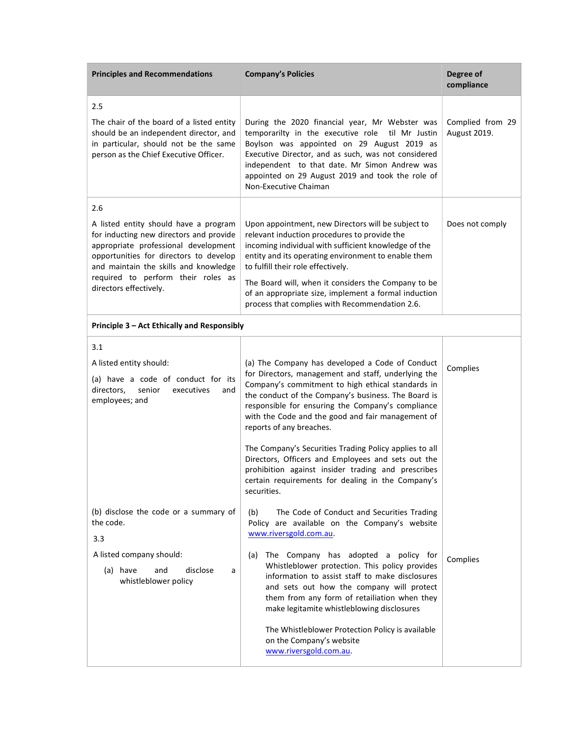| Principles and Recommendations | Company's Policies | Degree of compliance |
|---|---|---|
| 2.5<br><br>The chair of the board of a listed entity should be an independent director, and in particular, should not be the same person as the Chief Executive Officer. | During the 2020 financial year, Mr Webster was temporarilty in the executive role til Mr Justin Boylson was appointed on 29 August 2019 as Executive Director, and as such, was not considered independent to that date. Mr Simon Andrew was appointed on 29 August 2019 and took the role of Non-Executive Chaiman | Complied from 29 August 2019. |
| 2.6<br><br>A listed entity should have a program for inducting new directors and provide appropriate professional development opportunities for directors to develop and maintain the skills and knowledge required to perform their roles as directors effectively. | Upon appointment, new Directors will be subject to relevant induction procedures to provide the incoming individual with sufficient knowledge of the entity and its operating environment to enable them to fulfill their role effectively.<br><br>The Board will, when it considers the Company to be of an appropriate size, implement a formal induction process that complies with Recommendation 2.6. | Does not comply |
| **Principle 3 – Act Ethically and Responsibly** | | |
| 3.1<br><br>A listed entity should:<br><br>(a) have a code of conduct for its directors, senior executives and employees; and<br><br>(b) disclose the code or a summary of the code. | (a) The Company has developed a Code of Conduct for Directors, management and staff, underlying the Company's commitment to high ethical standards in the conduct of the Company's business. The Board is responsible for ensuring the Company's compliance with the Code and the good and fair management of reports of any breaches.<br><br>The Company's Securities Trading Policy applies to all Directors, Officers and Employees and sets out the prohibition against insider trading and prescribes certain requirements for dealing in the Company's securities.<br><br>(b) The Code of Conduct and Securities Trading Policy are available on the Company's website www.riversgold.com.au. | Complies |
| 3.3<br><br>A listed company should:<br><br>(a) have and disclose a whistleblower policy | (a) The Company has adopted a policy for Whistleblower protection. This policy provides information to assist staff to make disclosures and sets out how the company will protect them from any form of retailiation when they make legitamite whistleblowing disclosures<br><br>The Whistleblower Protection Policy is available on the Company's website www.riversgold.com.au. | Complies |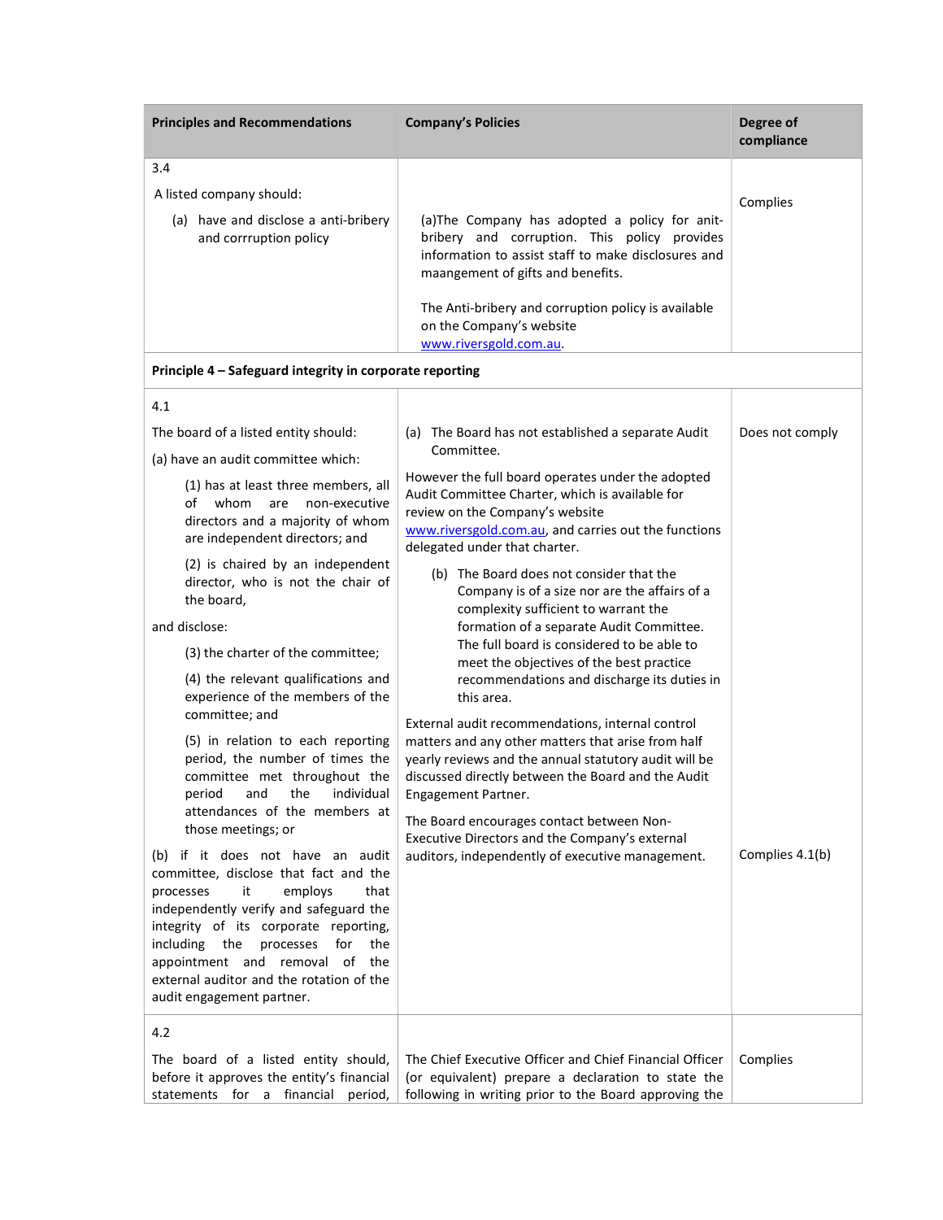| Principles and Recommendations | Company's Policies | Degree of compliance |
|---|---|---|
| 3.4<br><br>A listed company should:<br><br>(a) have and disclose a anti-bribery and corrruption policy | (a)The Company has adopted a policy for anit-bribery and corruption. This policy provides information to assist staff to make disclosures and maangement of gifts and benefits.<br><br>The Anti-bribery and corruption policy is available on the Company's website www.riversgold.com.au. | Complies |
| **Principle 4 – Safeguard integrity in corporate reporting** | | |
| 4.1<br><br>The board of a listed entity should:<br><br>(a) have an audit committee which:<br><br>(1) has at least three members, all of whom are non-executive directors and a majority of whom are independent directors; and<br><br>(2) is chaired by an independent director, who is not the chair of the board,<br><br>and disclose:<br><br>(3) the charter of the committee;<br><br>(4) the relevant qualifications and experience of the members of the committee; and<br><br>(5) in relation to each reporting period, the number of times the committee met throughout the period and the individual attendances of the members at those meetings; or<br><br>(b) if it does not have an audit committee, disclose that fact and the processes it employs that independently verify and safeguard the integrity of its corporate reporting, including the processes for the appointment and removal of the external auditor and the rotation of the audit engagement partner. | (a) The Board has not established a separate Audit Committee.<br><br>However the full board operates under the adopted Audit Committee Charter, which is available for review on the Company's website www.riversgold.com.au, and carries out the functions delegated under that charter.<br><br>(b) The Board does not consider that the Company is of a size nor are the affairs of a complexity sufficient to warrant the formation of a separate Audit Committee. The full board is considered to be able to meet the objectives of the best practice recommendations and discharge its duties in this area.<br><br>External audit recommendations, internal control matters and any other matters that arise from half yearly reviews and the annual statutory audit will be discussed directly between the Board and the Audit Engagement Partner.<br><br>The Board encourages contact between Non-Executive Directors and the Company's external auditors, independently of executive management. | Does not comply<br><br>Complies 4.1(b) |
| 4.2<br><br>The board of a listed entity should, before it approves the entity's financial statements for a financial period, | The Chief Executive Officer and Chief Financial Officer (or equivalent) prepare a declaration to state the following in writing prior to the Board approving the | Complies |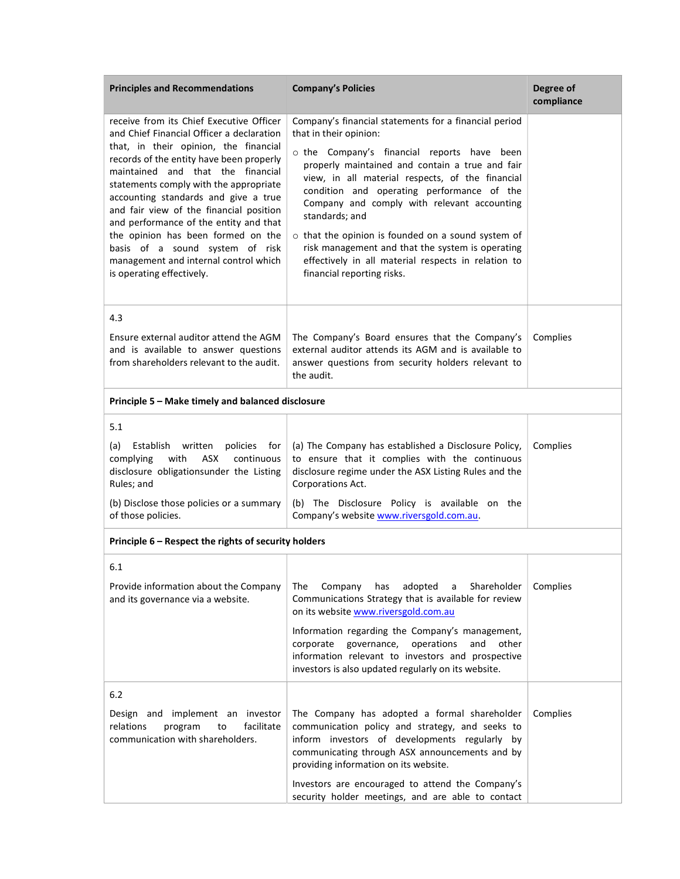| Principles and Recommendations | Company's Policies | Degree of compliance |
|---|---|---|
| receive from its Chief Executive Officer and Chief Financial Officer a declaration that, in their opinion, the financial records of the entity have been properly maintained and that the financial statements comply with the appropriate accounting standards and give a true and fair view of the financial position and performance of the entity and that the opinion has been formed on the basis of a sound system of risk management and internal control which is operating effectively. | Company's financial statements for a financial period that in their opinion: <br> ○ the Company's financial reports have been properly maintained and contain a true and fair view, in all material respects, of the financial condition and operating performance of the Company and comply with relevant accounting standards; and <br> ○ that the opinion is founded on a sound system of risk management and that the system is operating effectively in all material respects in relation to financial reporting risks. | |
| 4.3 <br> Ensure external auditor attend the AGM and is available to answer questions from shareholders relevant to the audit. | The Company's Board ensures that the Company's external auditor attends its AGM and is available to answer questions from security holders relevant to the audit. | Complies |
| **Principle 5 – Make timely and balanced disclosure** | | |
| 5.1 <br> (a) Establish written policies for complying with ASX continuous disclosure obligationsunder the Listing Rules; and <br> (b) Disclose those policies or a summary of those policies. | (a) The Company has established a Disclosure Policy, to ensure that it complies with the continuous disclosure regime under the ASX Listing Rules and the Corporations Act. <br> (b) The Disclosure Policy is available on the Company's website www.riversgold.com.au. | Complies |
| **Principle 6 – Respect the rights of security holders** | | |
| 6.1 <br> Provide information about the Company and its governance via a website. | The Company has adopted a Shareholder Communications Strategy that is available for review on its website www.riversgold.com.au <br> Information regarding the Company's management, corporate governance, operations and other information relevant to investors and prospective investors is also updated regularly on its website. | Complies |
| 6.2 <br> Design and implement an investor relations program to facilitate communication with shareholders. | The Company has adopted a formal shareholder communication policy and strategy, and seeks to inform investors of developments regularly by communicating through ASX announcements and by providing information on its website. <br> Investors are encouraged to attend the Company's security holder meetings, and are able to contact | Complies |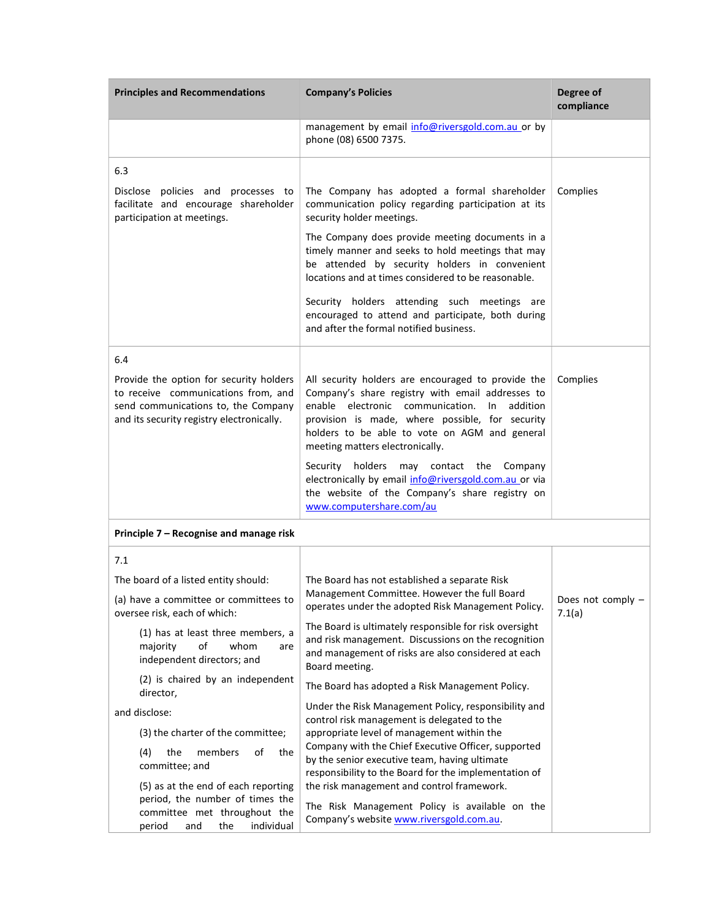| Principles and Recommendations | Company's Policies | Degree of compliance |
|---|---|---|
| | management by email info@riversgold.com.au or by phone (08) 6500 7375. | |
| 6.3<br><br>Disclose policies and processes to facilitate and encourage shareholder participation at meetings. | The Company has adopted a formal shareholder communication policy regarding participation at its security holder meetings.<br><br>The Company does provide meeting documents in a timely manner and seeks to hold meetings that may be attended by security holders in convenient locations and at times considered to be reasonable.<br><br>Security holders attending such meetings are encouraged to attend and participate, both during and after the formal notified business. | Complies |
| 6.4<br><br>Provide the option for security holders to receive communications from, and send communications to, the Company and its security registry electronically. | All security holders are encouraged to provide the Company's share registry with email addresses to enable electronic communication. In addition provision is made, where possible, for security holders to be able to vote on AGM and general meeting matters electronically.<br><br>Security holders may contact the Company electronically by email info@riversgold.com.au or via the website of the Company's share registry on www.computershare.com/au | Complies |
| **Principle 7 – Recognise and manage risk** | | |
| 7.1<br><br>The board of a listed entity should:<br><br>(a) have a committee or committees to oversee risk, each of which:<br><br>(1) has at least three members, a majority of whom are independent directors; and<br><br>(2) is chaired by an independent director,<br><br>and disclose:<br><br>(3) the charter of the committee;<br><br>(4) the members of the committee; and<br><br>(5) as at the end of each reporting period, the number of times the committee met throughout the period and the individual | The Board has not established a separate Risk Management Committee. However the full Board operates under the adopted Risk Management Policy.<br><br>The Board is ultimately responsible for risk oversight and risk management. Discussions on the recognition and management of risks are also considered at each Board meeting.<br><br>The Board has adopted a Risk Management Policy.<br><br>Under the Risk Management Policy, responsibility and control risk management is delegated to the appropriate level of management within the Company with the Chief Executive Officer, supported by the senior executive team, having ultimate responsibility to the Board for the implementation of the risk management and control framework.<br><br>The Risk Management Policy is available on the Company's website www.riversgold.com.au. | Does not comply – 7.1(a) |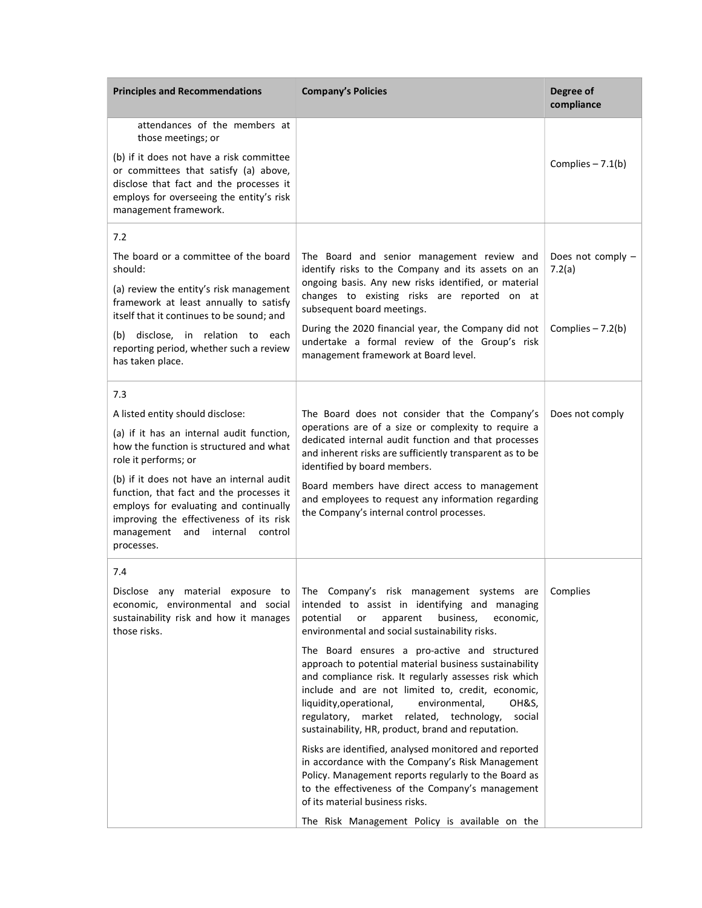| Principles and Recommendations | Company's Policies | Degree of compliance |
|---|---|---|
| attendances of the members at those meetings; or<br><br>(b) if it does not have a risk committee or committees that satisfy (a) above, disclose that fact and the processes it employs for overseeing the entity's risk management framework. | | Complies – 7.1(b) |
| 7.2<br><br>The board or a committee of the board should:<br><br>(a) review the entity's risk management framework at least annually to satisfy itself that it continues to be sound; and<br><br>(b) disclose, in relation to each reporting period, whether such a review has taken place. | The Board and senior management review and identify risks to the Company and its assets on an ongoing basis. Any new risks identified, or material changes to existing risks are reported on at subsequent board meetings.<br><br>During the 2020 financial year, the Company did not undertake a formal review of the Group's risk management framework at Board level. | Does not comply – 7.2(a)<br><br>Complies – 7.2(b) |
| 7.3<br><br>A listed entity should disclose:<br><br>(a) if it has an internal audit function, how the function is structured and what role it performs; or<br><br>(b) if it does not have an internal audit function, that fact and the processes it employs for evaluating and continually improving the effectiveness of its risk management and internal control processes. | The Board does not consider that the Company's operations are of a size or complexity to require a dedicated internal audit function and that processes and inherent risks are sufficiently transparent as to be identified by board members.<br><br>Board members have direct access to management and employees to request any information regarding the Company's internal control processes. | Does not comply |
| 7.4<br><br>Disclose any material exposure to economic, environmental and social sustainability risk and how it manages those risks. | The Company's risk management systems are intended to assist in identifying and managing potential or apparent business, economic, environmental and social sustainability risks.<br><br>The Board ensures a pro-active and structured approach to potential material business sustainability and compliance risk. It regularly assesses risk which include and are not limited to, credit, economic, liquidity,operational, environmental, OH&S, regulatory, market related, technology, social sustainability, HR, product, brand and reputation.<br><br>Risks are identified, analysed monitored and reported in accordance with the Company's Risk Management Policy. Management reports regularly to the Board as to the effectiveness of the Company's management of its material business risks.<br><br>The Risk Management Policy is available on the | Complies |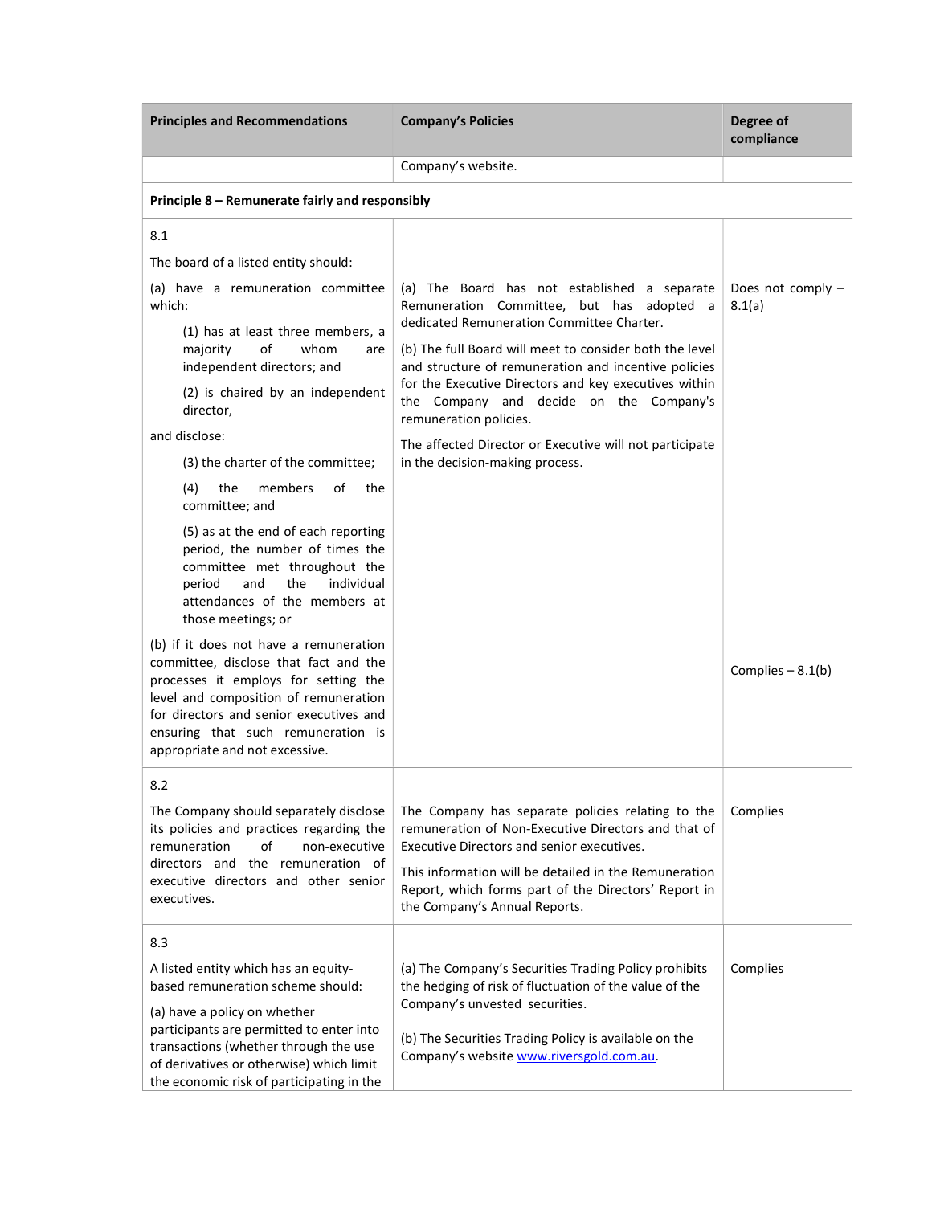| Principles and Recommendations | Company's Policies | Degree of compliance |
|---|---|---|
| | Company's website. | |
| **Principle 8 – Remunerate fairly and responsibly** | | |
| 8.1<br>The board of a listed entity should:<br>(a) have a remuneration committee which:<br>(1) has at least three members, a majority of whom are independent directors; and<br>(2) is chaired by an independent director,<br>and disclose:<br>(3) the charter of the committee;<br>(4) the members of the committee; and<br>(5) as at the end of each reporting period, the number of times the committee met throughout the period and the individual attendances of the members at those meetings; or<br>(b) if it does not have a remuneration committee, disclose that fact and the processes it employs for setting the level and composition of remuneration for directors and senior executives and ensuring that such remuneration is appropriate and not excessive. | (a) The Board has not established a separate Remuneration Committee, but has adopted a dedicated Remuneration Committee Charter.<br>(b) The full Board will meet to consider both the level and structure of remuneration and incentive policies for the Executive Directors and key executives within the Company and decide on the Company's remuneration policies.<br>The affected Director or Executive will not participate in the decision-making process. | Does not comply – 8.1(a)<br>Complies – 8.1(b) |
| 8.2<br>The Company should separately disclose its policies and practices regarding the remuneration of non-executive directors and the remuneration of executive directors and other senior executives. | The Company has separate policies relating to the remuneration of Non-Executive Directors and that of Executive Directors and senior executives.<br>This information will be detailed in the Remuneration Report, which forms part of the Directors' Report in the Company's Annual Reports. | Complies |
| 8.3<br>A listed entity which has an equity-based remuneration scheme should:<br>(a) have a policy on whether participants are permitted to enter into transactions (whether through the use of derivatives or otherwise) which limit the economic risk of participating in the | (a) The Company's Securities Trading Policy prohibits the hedging of risk of fluctuation of the value of the Company's unvested securities.<br>(b) The Securities Trading Policy is available on the Company's website [www.riversgold.com.au](http://www.riversgold.com.au). | Complies |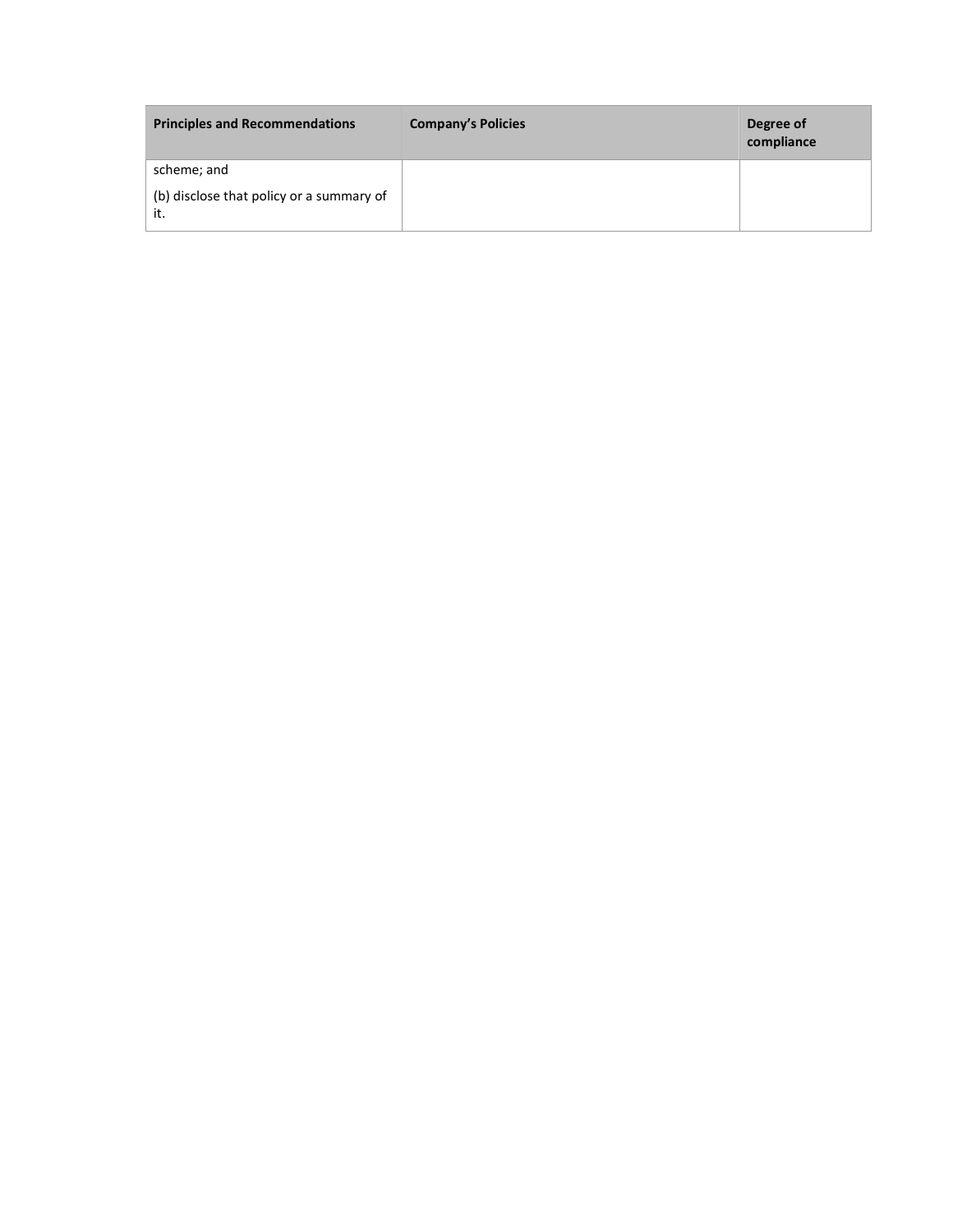| Principles and Recommendations | Company's Policies | Degree of compliance |
| --- | --- | --- |
| scheme; and<br><br>(b) disclose that policy or a summary of it. | | |